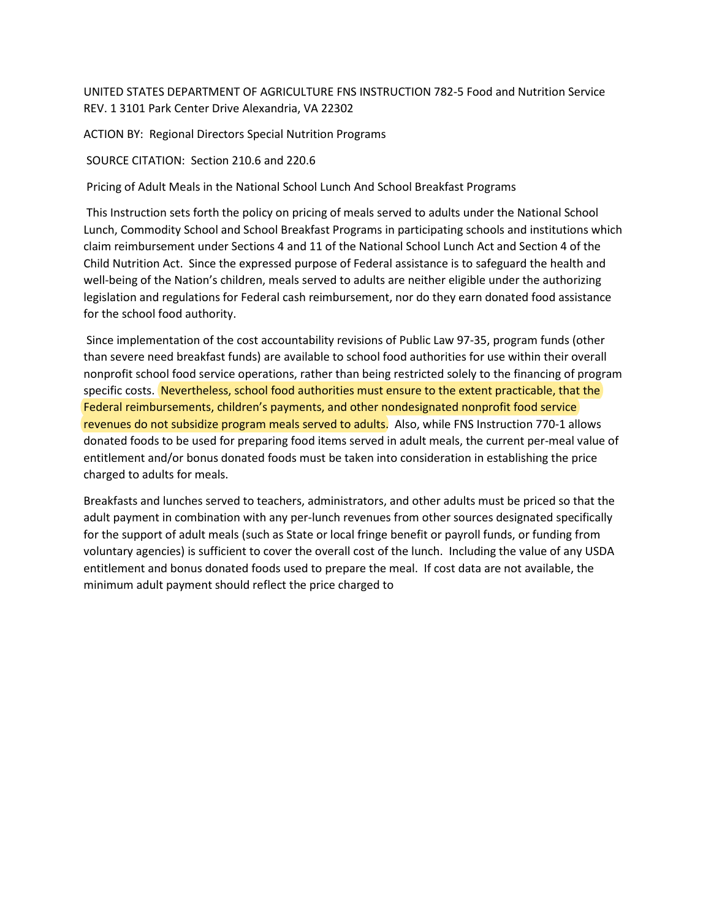UNITED STATES DEPARTMENT OF AGRICULTURE FNS INSTRUCTION 782-5 Food and Nutrition Service REV. 1 3101 Park Center Drive Alexandria, VA 22302

ACTION BY: Regional Directors Special Nutrition Programs

SOURCE CITATION: Section 210.6 and 220.6

Pricing of Adult Meals in the National School Lunch And School Breakfast Programs

This Instruction sets forth the policy on pricing of meals served to adults under the National School Lunch, Commodity School and School Breakfast Programs in participating schools and institutions which claim reimbursement under Sections 4 and 11 of the National School Lunch Act and Section 4 of the Child Nutrition Act. Since the expressed purpose of Federal assistance is to safeguard the health and well-being of the Nation's children, meals served to adults are neither eligible under the authorizing legislation and regulations for Federal cash reimbursement, nor do they earn donated food assistance for the school food authority.

Since implementation of the cost accountability revisions of Public Law 97-35, program funds (other than severe need breakfast funds) are available to school food authorities for use within their overall nonprofit school food service operations, rather than being restricted solely to the financing of program specific costs. Nevertheless, school food authorities must ensure to the extent practicable, that the Federal reimbursements, children's payments, and other nondesignated nonprofit food service revenues do not subsidize program meals served to adults. Also, while FNS Instruction 770-1 allows donated foods to be used for preparing food items served in adult meals, the current per-meal value of entitlement and/or bonus donated foods must be taken into consideration in establishing the price charged to adults for meals.

Breakfasts and lunches served to teachers, administrators, and other adults must be priced so that the adult payment in combination with any per-lunch revenues from other sources designated specifically for the support of adult meals (such as State or local fringe benefit or payroll funds, or funding from voluntary agencies) is sufficient to cover the overall cost of the lunch. Including the value of any USDA entitlement and bonus donated foods used to prepare the meal. If cost data are not available, the minimum adult payment should reflect the price charged to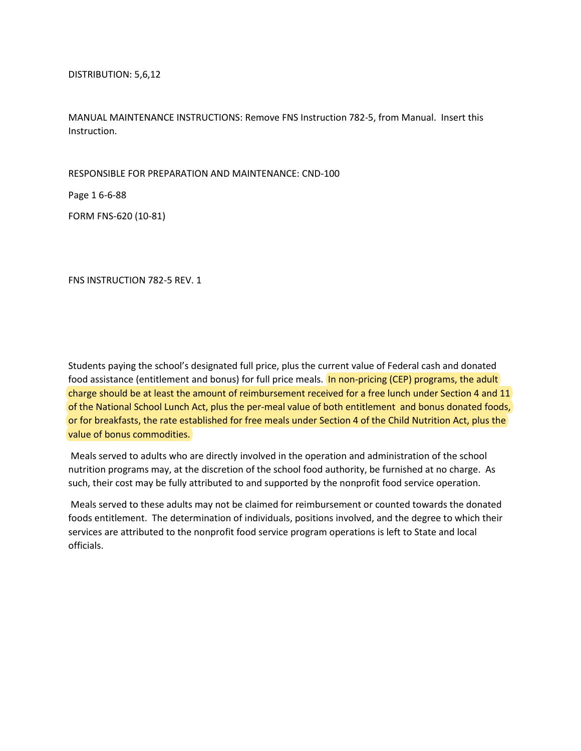DISTRIBUTION: 5,6,12

MANUAL MAINTENANCE INSTRUCTIONS: Remove FNS Instruction 782-5, from Manual. Insert this Instruction.

RESPONSIBLE FOR PREPARATION AND MAINTENANCE: CND-100

Page 1 6-6-88

FORM FNS-620 (10-81)

FNS INSTRUCTION 782-5 REV. 1

Students paying the school's designated full price, plus the current value of Federal cash and donated food assistance (entitlement and bonus) for full price meals. In non-pricing (CEP) programs, the adult charge should be at least the amount of reimbursement received for a free lunch under Section 4 and 11 of the National School Lunch Act, plus the per-meal value of both entitlement and bonus donated foods, or for breakfasts, the rate established for free meals under Section 4 of the Child Nutrition Act, plus the value of bonus commodities.

Meals served to adults who are directly involved in the operation and administration of the school nutrition programs may, at the discretion of the school food authority, be furnished at no charge. As such, their cost may be fully attributed to and supported by the nonprofit food service operation.

Meals served to these adults may not be claimed for reimbursement or counted towards the donated foods entitlement. The determination of individuals, positions involved, and the degree to which their services are attributed to the nonprofit food service program operations is left to State and local officials.